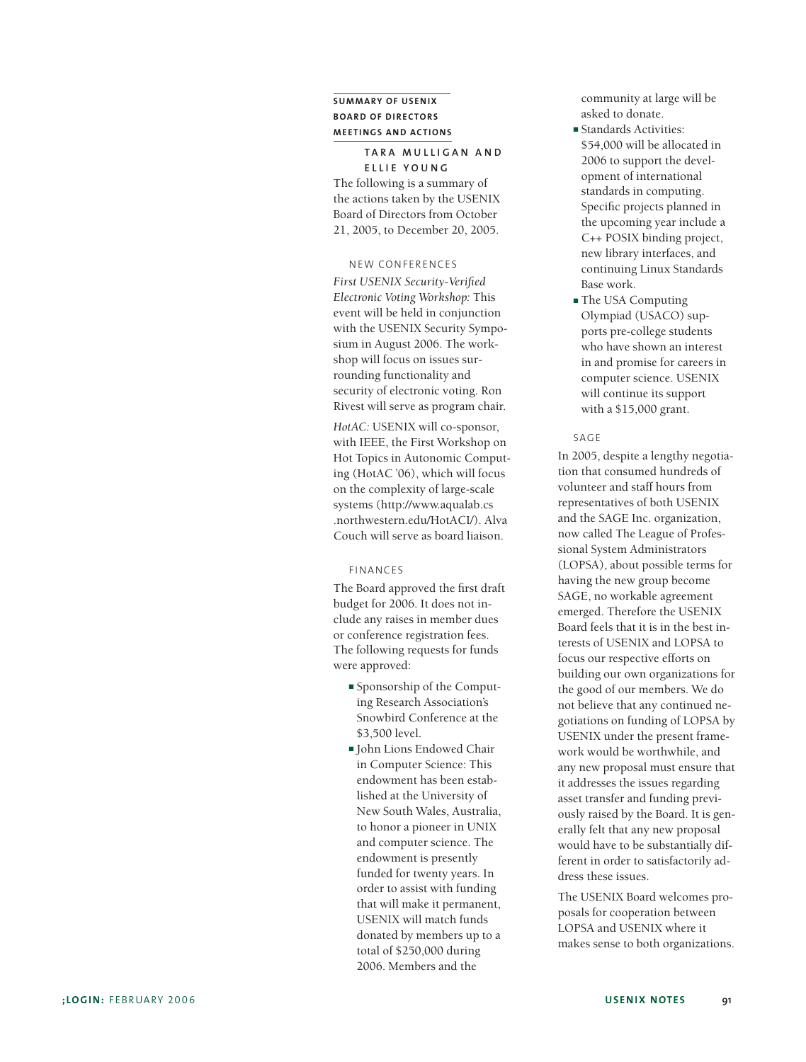## SUMMARY OF USENIX BOARD OF DIRECTORS MEETINGS AND ACTIONS

**TARA MULLIGAN AND ELLIE YOUNG**

The following is a summary of the actions taken by the USENIX Board of Directors from October 21, 2005, to December 20, 2005.

### NEW CONFERENCES

*First USENIX Security-Verified Electronic Voting Workshop:* This event will be held in conjunction with the USENIX Security Symposium in August 2006. The workshop will focus on issues surrounding functionality and security of electronic voting. Ron Rivest will serve as program chair.

*HotAC:* USENIX will co-sponsor, with IEEE, the First Workshop on Hot Topics in Autonomic Computing (HotAC '06), which will focus on the complexity of large-scale systems (http://www.aqualab.cs.northwestern.edu/HotACI/). Alva Couch will serve as board liaison.

### FINANCES

The Board approved the first draft budget for 2006. It does not include any raises in member dues or conference registration fees. The following requests for funds were approved:

- Sponsorship of the Computing Research Association's Snowbird Conference at the $3,500 level.
- John Lions Endowed Chair in Computer Science: This endowment has been established at the University of New South Wales, Australia, to honor a pioneer in UNIX and computer science. The endowment is presently funded for twenty years. In order to assist with funding that will make it permanent, USENIX will match funds donated by members up to a total of $250,000 during 2006. Members and the community at large will be asked to donate.
- Standards Activities: $54,000 will be allocated in 2006 to support the development of international standards in computing. Specific projects planned in the upcoming year include a C++ POSIX binding project, new library interfaces, and continuing Linux Standards Base work.
- The USA Computing Olympiad (USACO) supports pre-college students who have shown an interest in and promise for careers in computer science. USENIX will continue its support with a $15,000 grant.

### SAGE

In 2005, despite a lengthy negotiation that consumed hundreds of volunteer and staff hours from representatives of both USENIX and the SAGE Inc. organization, now called The League of Professional System Administrators (LOPSA), about possible terms for having the new group become SAGE, no workable agreement emerged. Therefore the USENIX Board feels that it is in the best interests of USENIX and LOPSA to focus our respective efforts on building our own organizations for the good of our members. We do not believe that any continued negotiations on funding of LOPSA by USENIX under the present framework would be worthwhile, and any new proposal must ensure that it addresses the issues regarding asset transfer and funding previously raised by the Board. It is generally felt that any new proposal would have to be substantially different in order to satisfactorily address these issues.

The USENIX Board welcomes proposals for cooperation between LOPSA and USENIX where it makes sense to both organizations.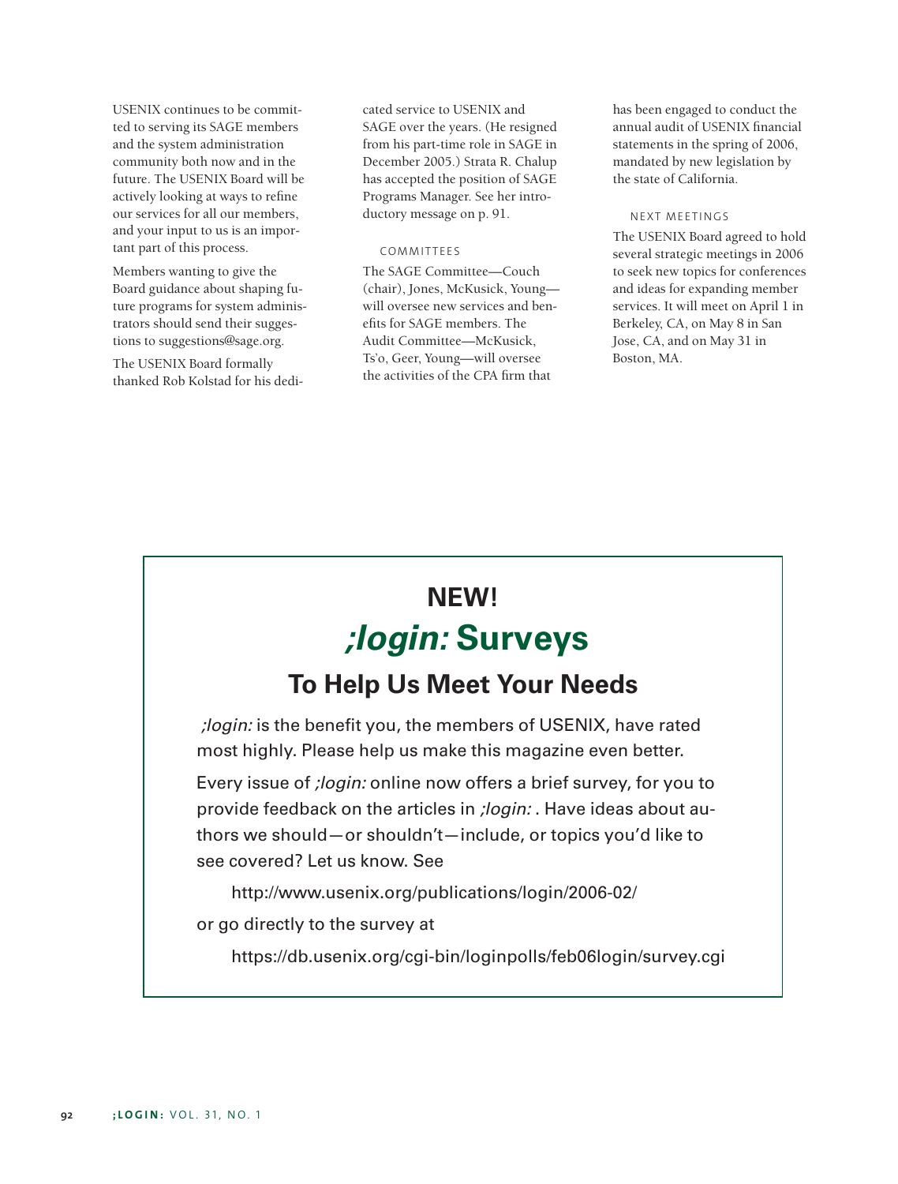USENIX continues to be committed to serving its SAGE members and the system administration community both now and in the future. The USENIX Board will be actively looking at ways to refine our services for all our members, and your input to us is an important part of this process.

Members wanting to give the Board guidance about shaping future programs for system administrators should send their suggestions to suggestions@sage.org.

The USENIX Board formally thanked Rob Kolstad for his dedicated service to USENIX and SAGE over the years. (He resigned from his part-time role in SAGE in December 2005.) Strata R. Chalup has accepted the position of SAGE Programs Manager. See her introductory message on p. 91.

### COMMITTEES

The SAGE Committee—Couch (chair), Jones, McKusick, Young—will oversee new services and benefits for SAGE members. The Audit Committee—McKusick, Ts'o, Geer, Young—will oversee the activities of the CPA firm that has been engaged to conduct the annual audit of USENIX financial statements in the spring of 2006, mandated by new legislation by the state of California.

### NEXT MEETINGS

The USENIX Board agreed to hold several strategic meetings in 2006 to seek new topics for conferences and ideas for expanding member services. It will meet on April 1 in Berkeley, CA, on May 8 in San Jose, CA, and on May 31 in Boston, MA.

## NEW!

## *;login:* Surveys

### To Help Us Meet Your Needs

*;login:* is the benefit you, the members of USENIX, have rated most highly. Please help us make this magazine even better.

Every issue of *;login:* online now offers a brief survey, for you to provide feedback on the articles in *;login:* . Have ideas about authors we should—or shouldn't—include, or topics you'd like to see covered? Let us know. See

http://www.usenix.org/publications/login/2006-02/

or go directly to the survey at

https://db.usenix.org/cgi-bin/loginpolls/feb06login/survey.cgi